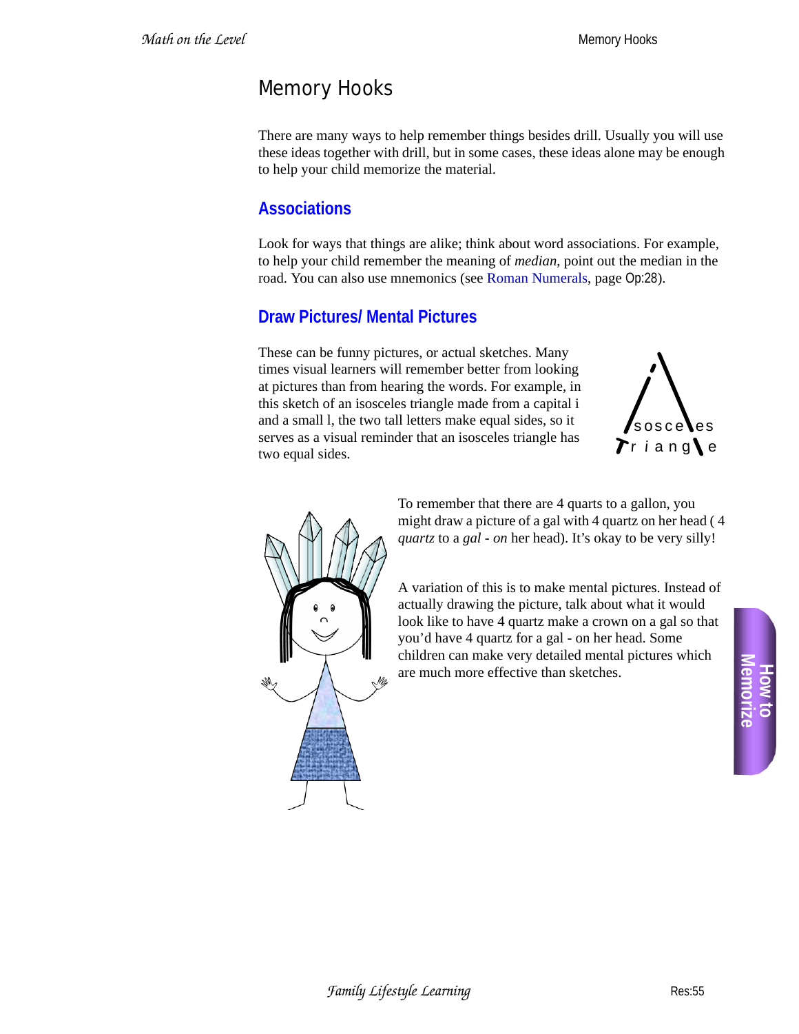# Memory Hooks

There are many ways to help remember things besides drill. Usually you will use these ideas together with drill, but in some cases, these ideas alone may be enough to help your child memorize the material.

## Associations

Look for ways that things are alike; think about word associations. For example, to help your child remember the meaning of *median*, point out the median in the road. You can also use mnemonics (see Roman Numerals, page Op:28).

## Draw Pictures/ Mental Pictures

These can be funny pictures, or actual sketches. Many times visual learners will remember better from looking at pictures than from hearing the words. For example, in this sketch of an isosceles triangle made from a capital i and a small l, the two tall letters make equal sides, so it serves as a visual reminder that an isosceles triangle has two equal sides.

sosce es
r i a n g e

To remember that there are 4 quarts to a gallon, you might draw a picture of a gal with 4 quartz on her head ( 4 *quartz* to a *gal* - *on* her head). It's okay to be very silly!

A variation of this is to make mental pictures. Instead of actually drawing the picture, talk about what it would look like to have 4 quartz make a crown on a gal so that you'd have 4 quartz for a gal - on her head. Some children can make very detailed mental pictures which are much more effective than sketches.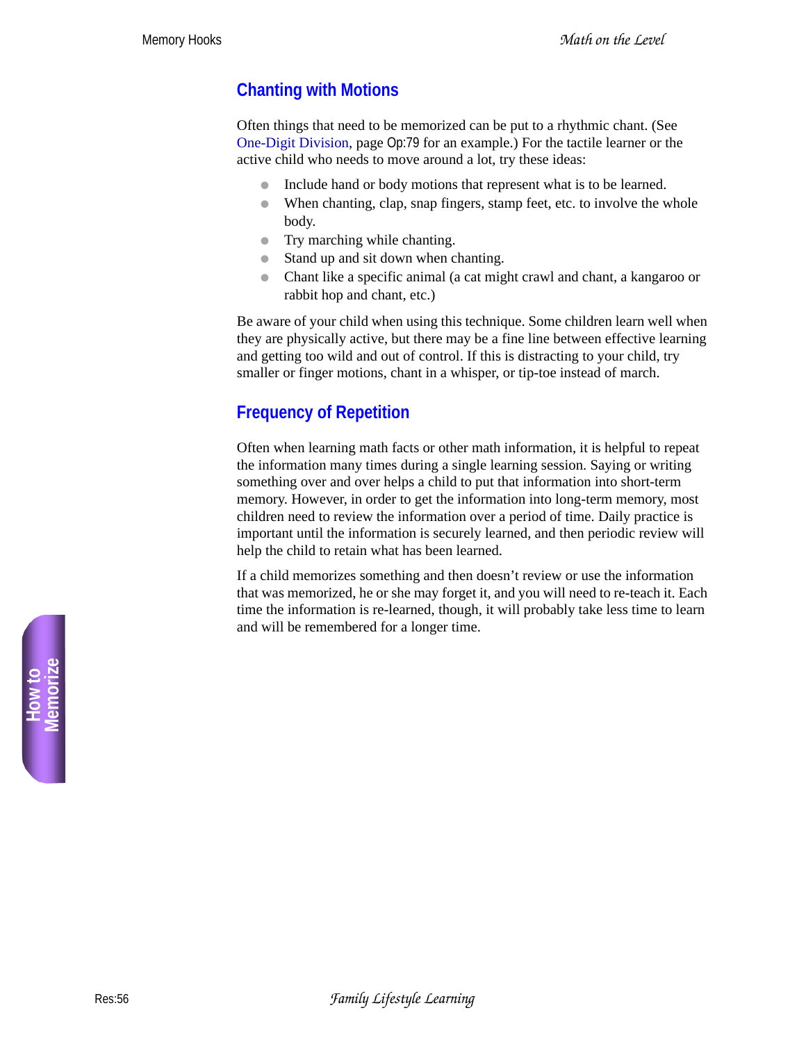## Chanting with Motions

Often things that need to be memorized can be put to a rhythmic chant. (See One-Digit Division, page Op:79 for an example.) For the tactile learner or the active child who needs to move around a lot, try these ideas:

- Include hand or body motions that represent what is to be learned.
- When chanting, clap, snap fingers, stamp feet, etc. to involve the whole body.
- Try marching while chanting.
- Stand up and sit down when chanting.
- Chant like a specific animal (a cat might crawl and chant, a kangaroo or rabbit hop and chant, etc.)

Be aware of your child when using this technique. Some children learn well when they are physically active, but there may be a fine line between effective learning and getting too wild and out of control. If this is distracting to your child, try smaller or finger motions, chant in a whisper, or tip-toe instead of march.

## Frequency of Repetition

Often when learning math facts or other math information, it is helpful to repeat the information many times during a single learning session. Saying or writing something over and over helps a child to put that information into short-term memory. However, in order to get the information into long-term memory, most children need to review the information over a period of time. Daily practice is important until the information is securely learned, and then periodic review will help the child to retain what has been learned.

If a child memorizes something and then doesn't review or use the information that was memorized, he or she may forget it, and you will need to re-teach it. Each time the information is re-learned, though, it will probably take less time to learn and will be remembered for a longer time.